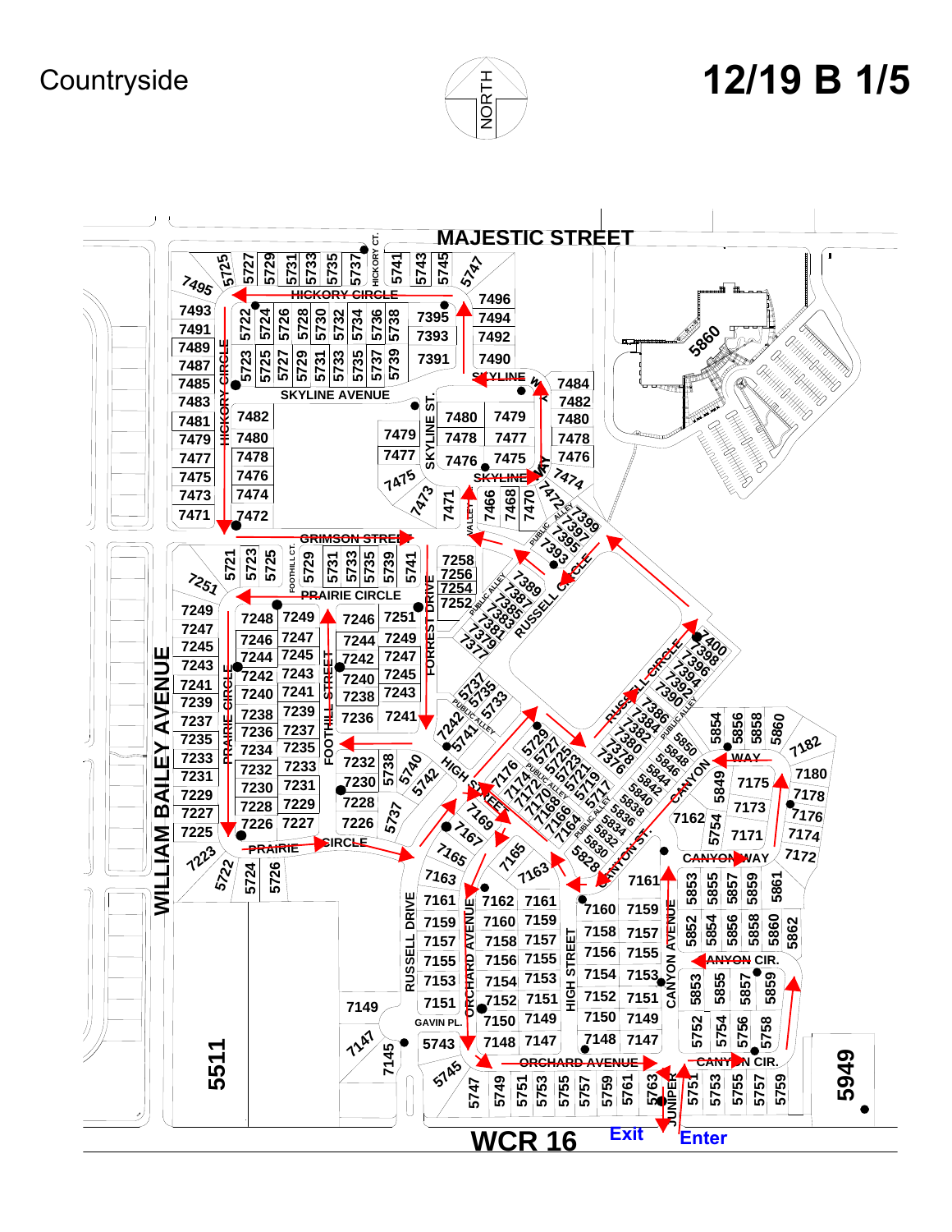# Countryside

## 12/19 B 1/5

NORTH

MAJESTIC STREET

HICKORY CIRCLE

HICKORY CT.

SKYLINE AVENUE

SKYLINE ST.

SKYLINE WAY

SKYLINE

GRIMSON STREET

PRAIRIE CIRCLE

FOOTHILL CT.

FOOTHILL STREET

FORREST DRIVE

VALLEY

PUBLIC ALLEY

RUSSELL CIRCLE

HIGH STREET

CANYON WAY

CANYON ST.

CANYON AVENUE

CANYON CIR.

WILLIAM BAILEY AVENUE

RUSSELL DRIVE

ORCHARD AVENUE

GAVIN PL.

JUNIPER

WCR 16

Exit

Enter

5860

5511

5949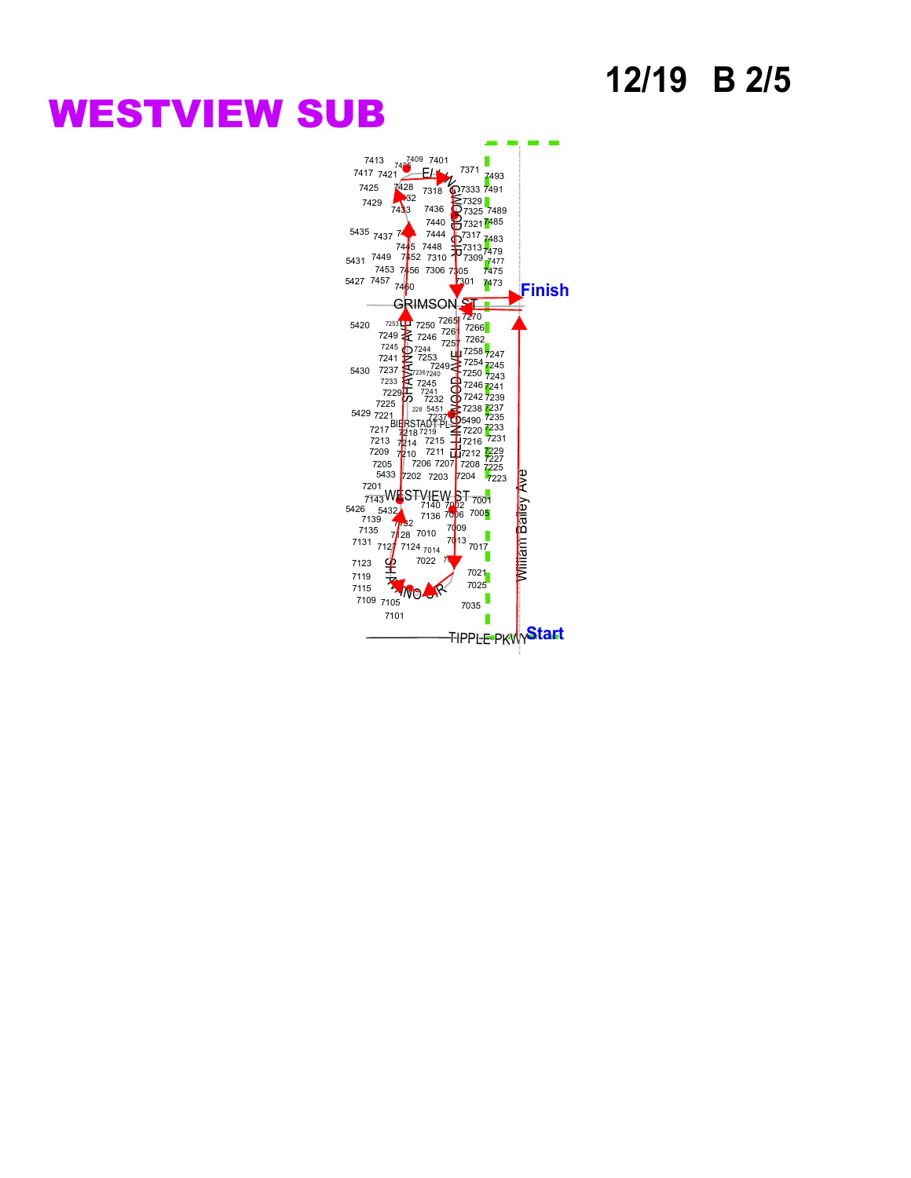# WESTVIEW SUB

12/19 B 2/5

Finish

GRIMSON ST

SHAVANO AVE

ELLINGWOOD AVE

ELLINGWOOD CIR

BIERSTADT PL

WESTVIEW ST

SHAVANO CIR

William Bailey Ave

TIPPLE PKWY

Start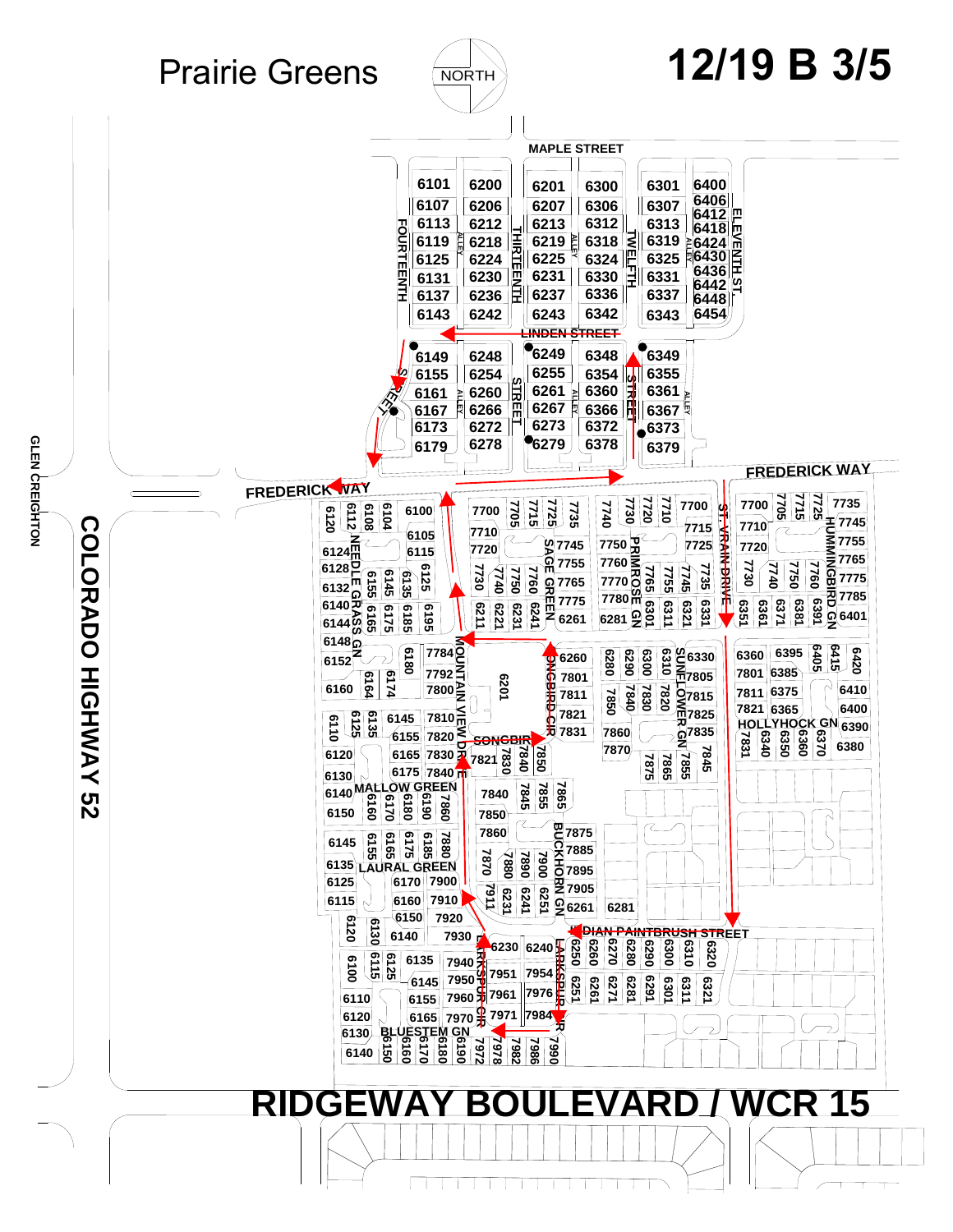# Prairie Greens

NORTH

## 12/19 B 3/5

MAPLE STREET

LINDEN STREET

FREDERICK WAY

FOURTEENTH

THIRTEENTH

TWELFTH

ELEVENTH ST.

STREET

COLORADO HIGHWAY 52

GLEN CREIGHTON

NEEDLE GRASS GN

SAGE GREEN

PRIMROSE GN

ST. VRAIN DRIVE

HUMMINGBIRD GN

MOUNTAIN VIEW DRIVE

SONGBIRD CIR

SONGBIRD

SUNFLOWER GN

HOLLYHOCK GN

MALLOW GREEN

LAURAL GREEN

BUCKHORN GN

INDIAN PAINTBRUSH STREET

LARKSPUR CIR

LARKSPUR DR

BLUESTEM GN

RIDGEWAY BOULEVARD / WCR 15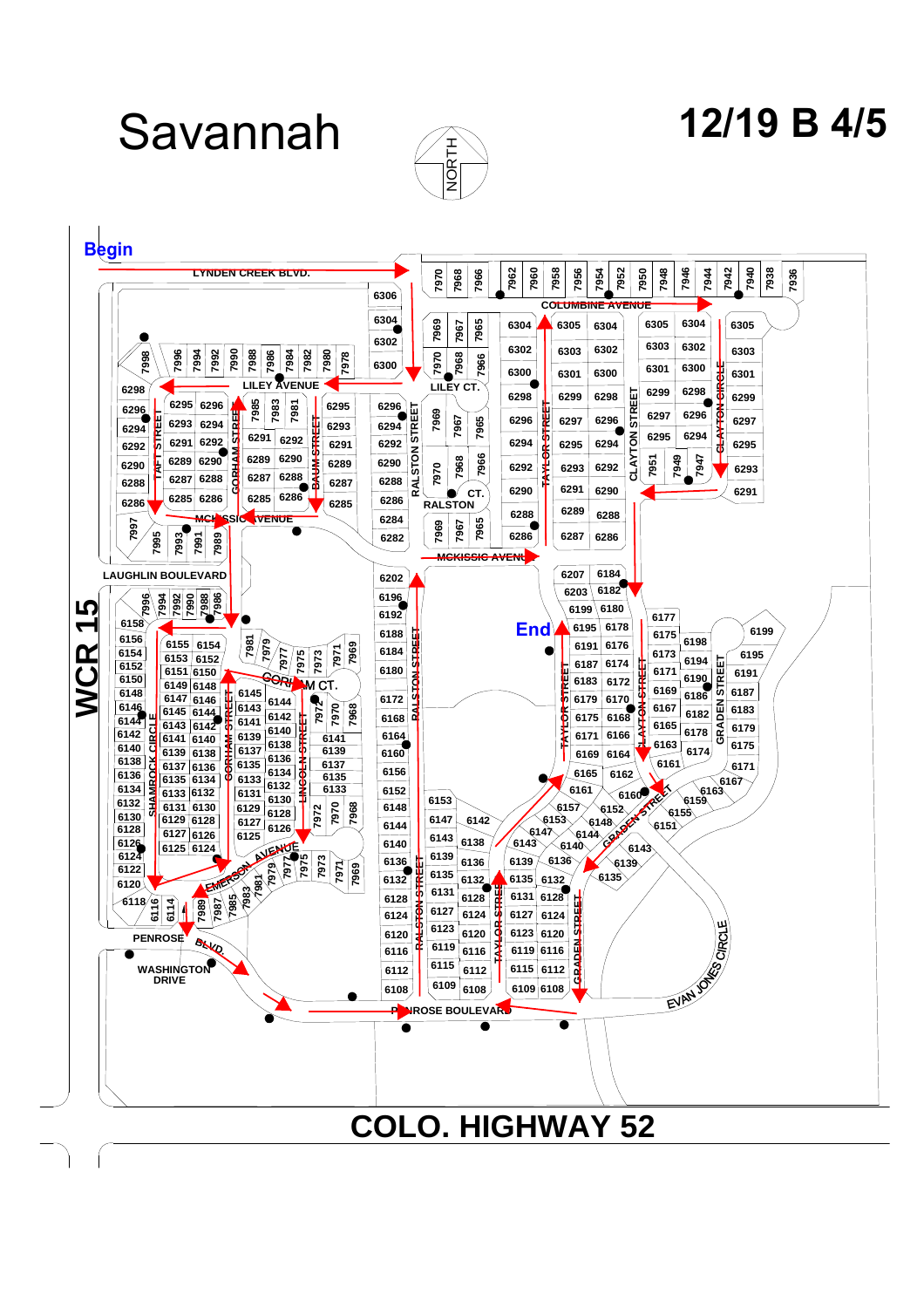# Savannah

**NORTH**

# 12/19 B 4/5

**Begin**

**End**

LYNDEN CREEK BLVD.

COLUMBINE AVENUE

LILEY AVENUE

LILEY CT.

RALSTON CT.

MCKISSIC AVENUE

LAUGHLIN BOULEVARD

GORHAM CT.

EMERSON AVENUE

PENROSE BLVD.

WASHINGTON DRIVE

PENROSE BOULEVARD

EVAN JONES CIRCLE

GRADEN STREET

TAFT STREET

GORHAM STREET

BAUM STREET

RALSTON STREET

TAYLOR STREET

CLAYTON STREET

CLAYTON CIRCLE

SHAMROCK CIRCLE

LINCOLN STREET

**WCR 15**

**COLO. HIGHWAY 52**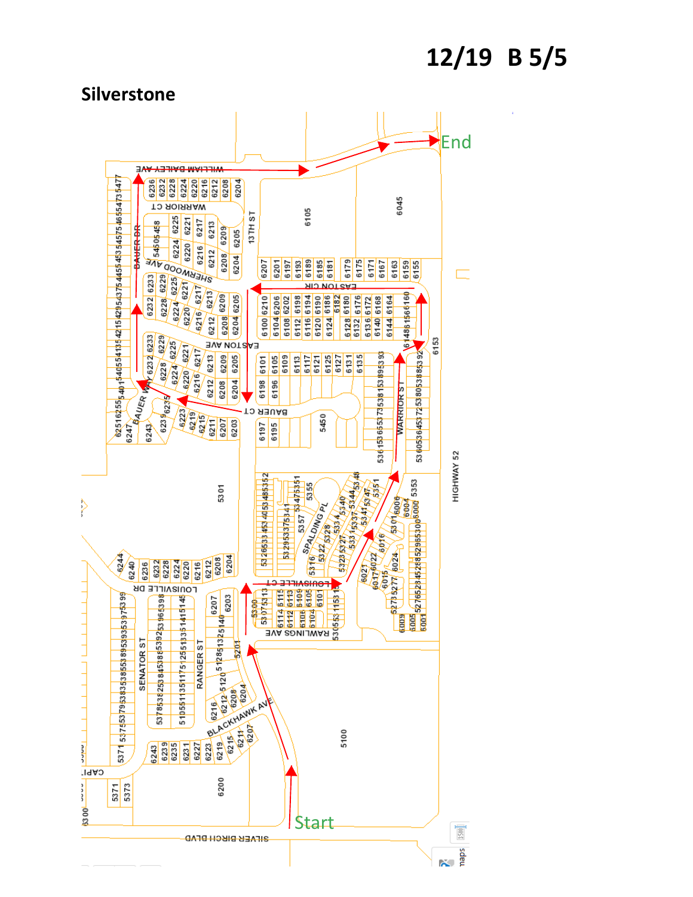# 12/19 B 5/5

## Silverstone

End

WILLIAM BAILEY AVE

WARRIOR CT

13TH ST

SHERWOOD AVE

BAUER DR

EASTON CIR

EASTON AVE

BAUER WAY

BAUER CT

WARRIOR ST

HIGHWAY 52

SPALDING PL

LOUISVILLE CT

LOUISVILLE DR

RAWLINGS AVE

SENATOR ST

RANGER ST

BLACKHAWK AVE

Start

SILVER BIRCH BLVD